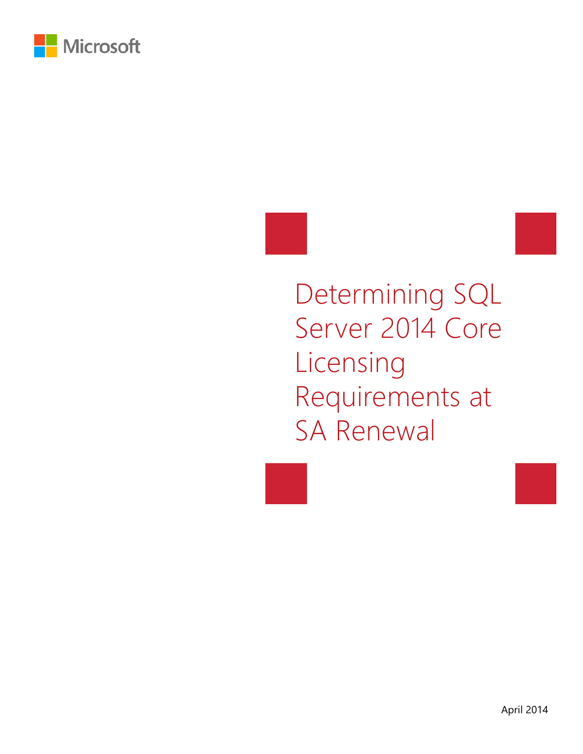Microsoft

# Determining SQL Server 2014 Core Licensing Requirements at SA Renewal

April 2014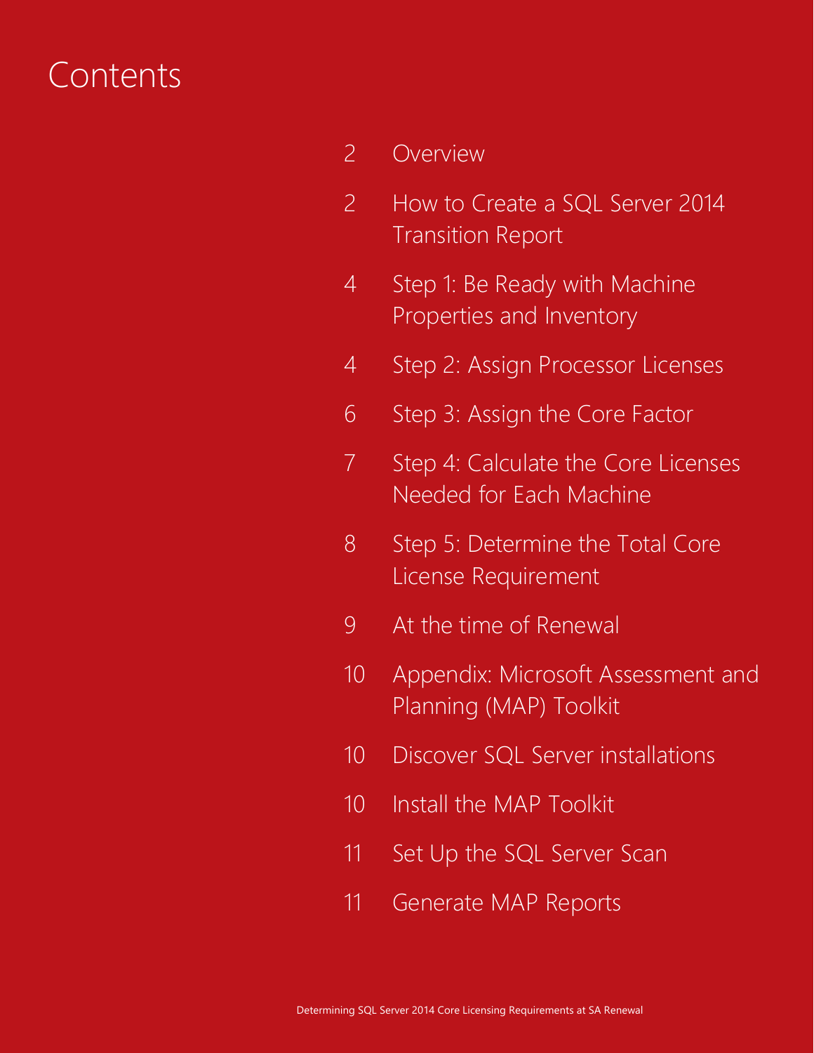# Contents

| | |
|---|---|
| 2 | Overview |
| 2 | How to Create a SQL Server 2014 Transition Report |
| 4 | Step 1: Be Ready with Machine Properties and Inventory |
| 4 | Step 2: Assign Processor Licenses |
| 6 | Step 3: Assign the Core Factor |
| 7 | Step 4: Calculate the Core Licenses Needed for Each Machine |
| 8 | Step 5: Determine the Total Core License Requirement |
| 9 | At the time of Renewal |
| 10 | Appendix: Microsoft Assessment and Planning (MAP) Toolkit |
| 10 | Discover SQL Server installations |
| 10 | Install the MAP Toolkit |
| 11 | Set Up the SQL Server Scan |
| 11 | Generate MAP Reports |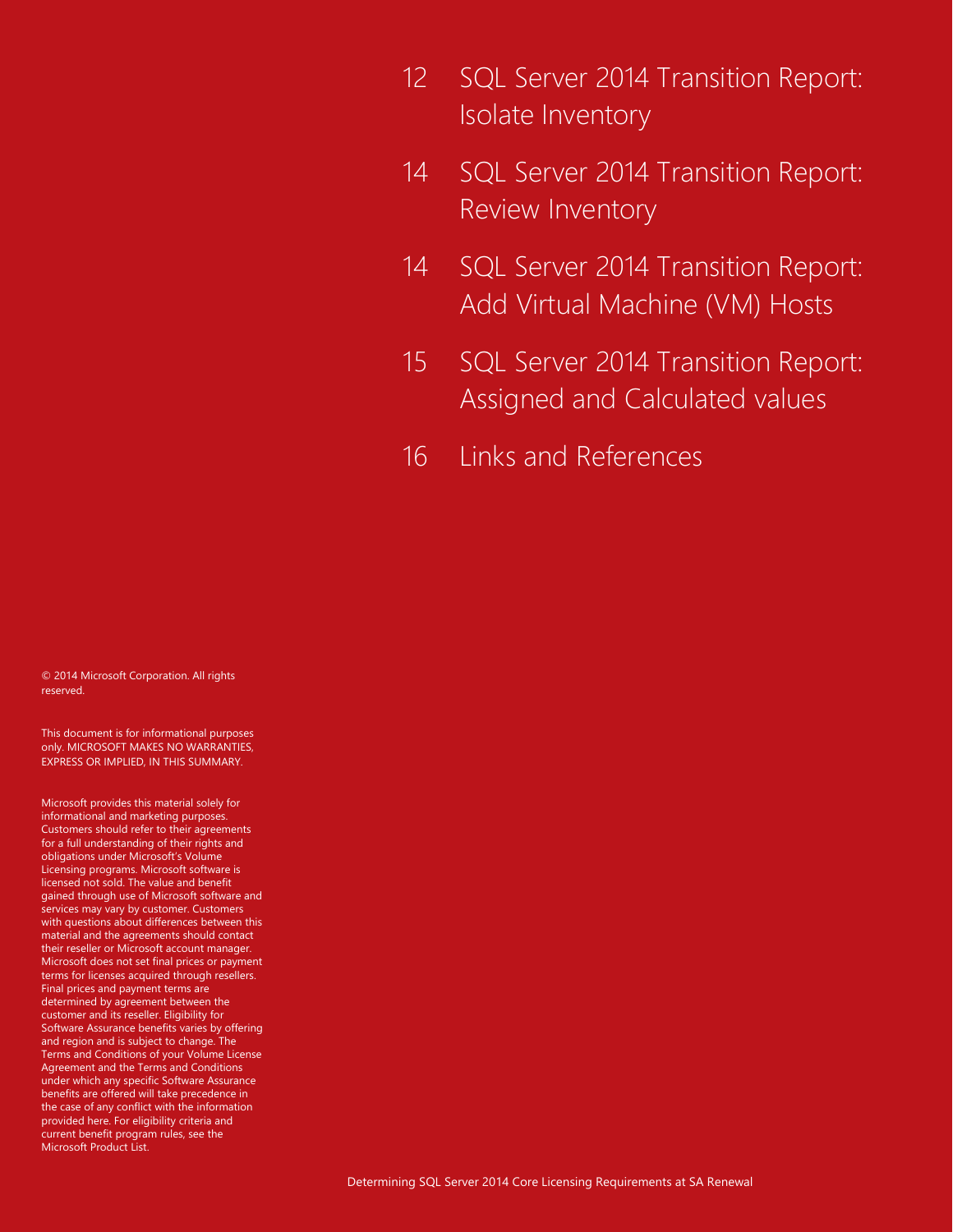12 SQL Server 2014 Transition Report: Isolate Inventory

14 SQL Server 2014 Transition Report: Review Inventory

14 SQL Server 2014 Transition Report: Add Virtual Machine (VM) Hosts

15 SQL Server 2014 Transition Report: Assigned and Calculated values

16 Links and References

© 2014 Microsoft Corporation. All rights reserved.

This document is for informational purposes only. MICROSOFT MAKES NO WARRANTIES, EXPRESS OR IMPLIED, IN THIS SUMMARY.

Microsoft provides this material solely for informational and marketing purposes. Customers should refer to their agreements for a full understanding of their rights and obligations under Microsoft's Volume Licensing programs. Microsoft software is licensed not sold. The value and benefit gained through use of Microsoft software and services may vary by customer. Customers with questions about differences between this material and the agreements should contact their reseller or Microsoft account manager. Microsoft does not set final prices or payment terms for licenses acquired through resellers. Final prices and payment terms are determined by agreement between the customer and its reseller. Eligibility for Software Assurance benefits varies by offering and region and is subject to change. The Terms and Conditions of your Volume License Agreement and the Terms and Conditions under which any specific Software Assurance benefits are offered will take precedence in the case of any conflict with the information provided here. For eligibility criteria and current benefit program rules, see the Microsoft Product List.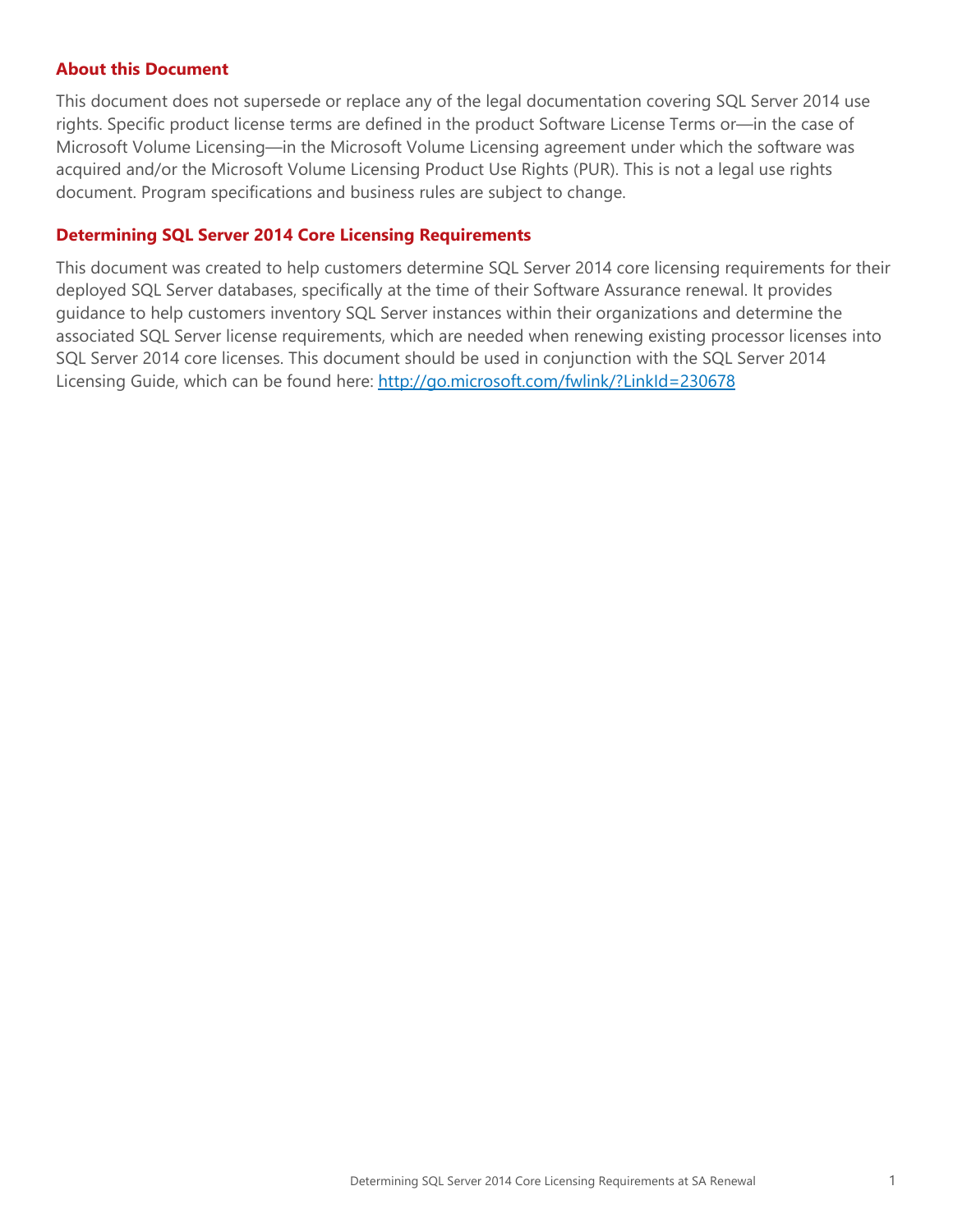## About this Document

This document does not supersede or replace any of the legal documentation covering SQL Server 2014 use rights. Specific product license terms are defined in the product Software License Terms or—in the case of Microsoft Volume Licensing—in the Microsoft Volume Licensing agreement under which the software was acquired and/or the Microsoft Volume Licensing Product Use Rights (PUR). This is not a legal use rights document. Program specifications and business rules are subject to change.

## Determining SQL Server 2014 Core Licensing Requirements

This document was created to help customers determine SQL Server 2014 core licensing requirements for their deployed SQL Server databases, specifically at the time of their Software Assurance renewal. It provides guidance to help customers inventory SQL Server instances within their organizations and determine the associated SQL Server license requirements, which are needed when renewing existing processor licenses into SQL Server 2014 core licenses. This document should be used in conjunction with the SQL Server 2014 Licensing Guide, which can be found here: [http://go.microsoft.com/fwlink/?LinkId=230678](http://go.microsoft.com/fwlink/?LinkId=230678)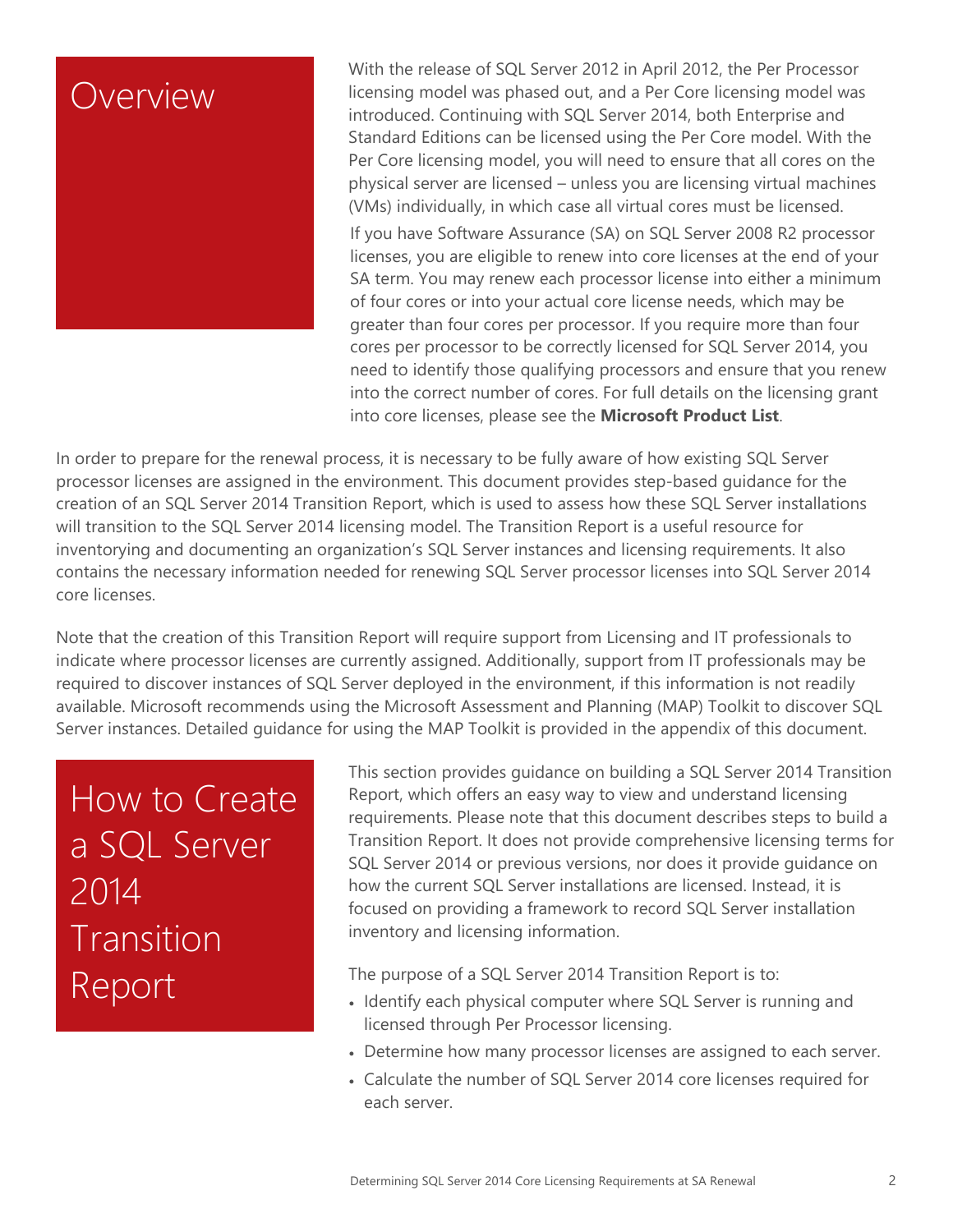# Overview

With the release of SQL Server 2012 in April 2012, the Per Processor licensing model was phased out, and a Per Core licensing model was introduced. Continuing with SQL Server 2014, both Enterprise and Standard Editions can be licensed using the Per Core model. With the Per Core licensing model, you will need to ensure that all cores on the physical server are licensed – unless you are licensing virtual machines (VMs) individually, in which case all virtual cores must be licensed.

If you have Software Assurance (SA) on SQL Server 2008 R2 processor licenses, you are eligible to renew into core licenses at the end of your SA term. You may renew each processor license into either a minimum of four cores or into your actual core license needs, which may be greater than four cores per processor. If you require more than four cores per processor to be correctly licensed for SQL Server 2014, you need to identify those qualifying processors and ensure that you renew into the correct number of cores. For full details on the licensing grant into core licenses, please see the **Microsoft Product List**.

In order to prepare for the renewal process, it is necessary to be fully aware of how existing SQL Server processor licenses are assigned in the environment. This document provides step-based guidance for the creation of an SQL Server 2014 Transition Report, which is used to assess how these SQL Server installations will transition to the SQL Server 2014 licensing model. The Transition Report is a useful resource for inventorying and documenting an organization's SQL Server instances and licensing requirements. It also contains the necessary information needed for renewing SQL Server processor licenses into SQL Server 2014 core licenses.

Note that the creation of this Transition Report will require support from Licensing and IT professionals to indicate where processor licenses are currently assigned. Additionally, support from IT professionals may be required to discover instances of SQL Server deployed in the environment, if this information is not readily available. Microsoft recommends using the Microsoft Assessment and Planning (MAP) Toolkit to discover SQL Server instances. Detailed guidance for using the MAP Toolkit is provided in the appendix of this document.

# How to Create a SQL Server 2014 Transition Report

This section provides guidance on building a SQL Server 2014 Transition Report, which offers an easy way to view and understand licensing requirements. Please note that this document describes steps to build a Transition Report. It does not provide comprehensive licensing terms for SQL Server 2014 or previous versions, nor does it provide guidance on how the current SQL Server installations are licensed. Instead, it is focused on providing a framework to record SQL Server installation inventory and licensing information.

The purpose of a SQL Server 2014 Transition Report is to:

- Identify each physical computer where SQL Server is running and licensed through Per Processor licensing.
- Determine how many processor licenses are assigned to each server.
- Calculate the number of SQL Server 2014 core licenses required for each server.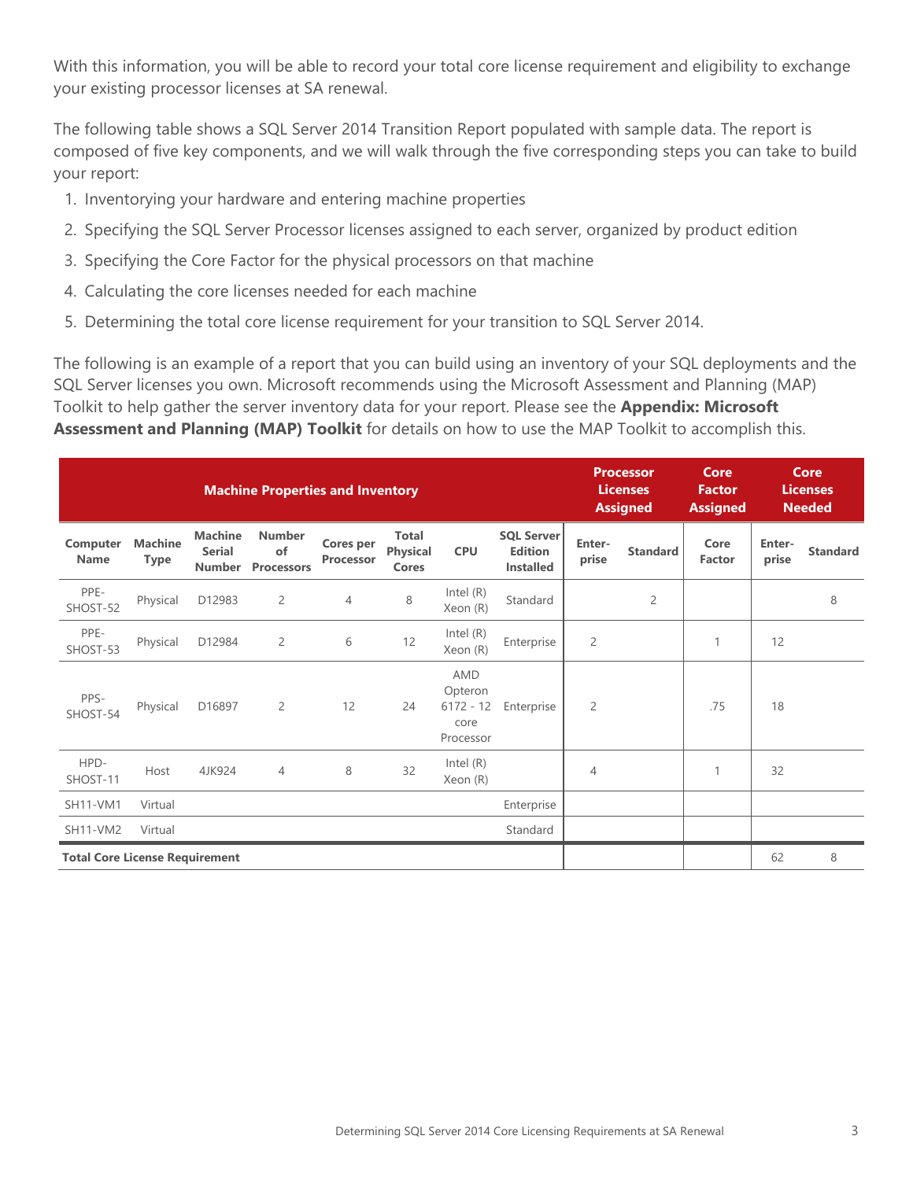With this information, you will be able to record your total core license requirement and eligibility to exchange your existing processor licenses at SA renewal.

The following table shows a SQL Server 2014 Transition Report populated with sample data. The report is composed of five key components, and we will walk through the five corresponding steps you can take to build your report:

1. Inventorying your hardware and entering machine properties
2. Specifying the SQL Server Processor licenses assigned to each server, organized by product edition
3. Specifying the Core Factor for the physical processors on that machine
4. Calculating the core licenses needed for each machine
5. Determining the total core license requirement for your transition to SQL Server 2014.

The following is an example of a report that you can build using an inventory of your SQL deployments and the SQL Server licenses you own. Microsoft recommends using the Microsoft Assessment and Planning (MAP) Toolkit to help gather the server inventory data for your report. Please see the **Appendix: Microsoft Assessment and Planning (MAP) Toolkit** for details on how to use the MAP Toolkit to accomplish this.

| Machine Properties and Inventory | | | | | | | | Processor Licenses Assigned | | Core Factor Assigned | Core Licenses Needed | |
|---|---|---|---|---|---|---|---|---|---|---|---|---|
| **Computer Name** | **Machine Type** | **Machine Serial Number** | **Number of Processors** | **Cores per Processor** | **Total Physical Cores** | **CPU** | **SQL Server Edition Installed** | **Enter-prise** | **Standard** | **Core Factor** | **Enter-prise** | **Standard** |
| PPE-SHOST-52 | Physical | D12983 | 2 | 4 | 8 | Intel (R) Xeon (R) | Standard | | 2 | | | 8 |
| PPE-SHOST-53 | Physical | D12984 | 2 | 6 | 12 | Intel (R) Xeon (R) | Enterprise | 2 | | 1 | 12 | |
| PPS-SHOST-54 | Physical | D16897 | 2 | 12 | 24 | AMD Opteron 6172 - 12 core Processor | Enterprise | 2 | | .75 | 18 | |
| HPD-SHOST-11 | Host | 4JK924 | 4 | 8 | 32 | Intel (R) Xeon (R) | | 4 | | 1 | 32 | |
| SH11-VM1 | Virtual | | | | | | Enterprise | | | | | |
| SH11-VM2 | Virtual | | | | | | Standard | | | | | |
| **Total Core License Requirement** | | | | | | | | | | | 62 | 8 |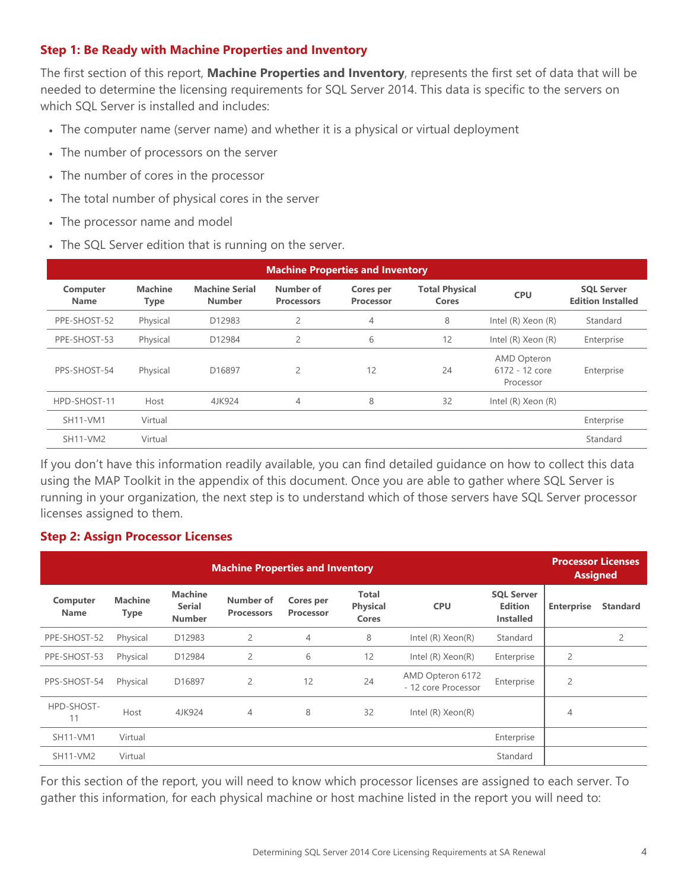### Step 1: Be Ready with Machine Properties and Inventory

The first section of this report, **Machine Properties and Inventory**, represents the first set of data that will be needed to determine the licensing requirements for SQL Server 2014. This data is specific to the servers on which SQL Server is installed and includes:

- The computer name (server name) and whether it is a physical or virtual deployment
- The number of processors on the server
- The number of cores in the processor
- The total number of physical cores in the server
- The processor name and model
- The SQL Server edition that is running on the server.

| Machine Properties and Inventory | | | | | | | |
|---|---|---|---|---|---|---|---|
| **Computer Name** | **Machine Type** | **Machine Serial Number** | **Number of Processors** | **Cores per Processor** | **Total Physical Cores** | **CPU** | **SQL Server Edition Installed** |
| PPE-SHOST-52 | Physical | D12983 | 2 | 4 | 8 | Intel (R) Xeon (R) | Standard |
| PPE-SHOST-53 | Physical | D12984 | 2 | 6 | 12 | Intel (R) Xeon (R) | Enterprise |
| PPS-SHOST-54 | Physical | D16897 | 2 | 12 | 24 | AMD Opteron 6172 - 12 core Processor | Enterprise |
| HPD-SHOST-11 | Host | 4JK924 | 4 | 8 | 32 | Intel (R) Xeon (R) | |
| SH11-VM1 | Virtual | | | | | | Enterprise |
| SH11-VM2 | Virtual | | | | | | Standard |

If you don't have this information readily available, you can find detailed guidance on how to collect this data using the MAP Toolkit in the appendix of this document. Once you are able to gather where SQL Server is running in your organization, the next step is to understand which of those servers have SQL Server processor licenses assigned to them.

### Step 2: Assign Processor Licenses

| Machine Properties and Inventory | | | | | | | | Processor Licenses Assigned | |
|---|---|---|---|---|---|---|---|---|---|
| **Computer Name** | **Machine Type** | **Machine Serial Number** | **Number of Processors** | **Cores per Processor** | **Total Physical Cores** | **CPU** | **SQL Server Edition Installed** | **Enterprise** | **Standard** |
| PPE-SHOST-52 | Physical | D12983 | 2 | 4 | 8 | Intel (R) Xeon(R) | Standard | | 2 |
| PPE-SHOST-53 | Physical | D12984 | 2 | 6 | 12 | Intel (R) Xeon(R) | Enterprise | 2 | |
| PPS-SHOST-54 | Physical | D16897 | 2 | 12 | 24 | AMD Opteron 6172 - 12 core Processor | Enterprise | 2 | |
| HPD-SHOST-11 | Host | 4JK924 | 4 | 8 | 32 | Intel (R) Xeon(R) | | 4 | |
| SH11-VM1 | Virtual | | | | | | Enterprise | | |
| SH11-VM2 | Virtual | | | | | | Standard | | |

For this section of the report, you will need to know which processor licenses are assigned to each server. To gather this information, for each physical machine or host machine listed in the report you will need to: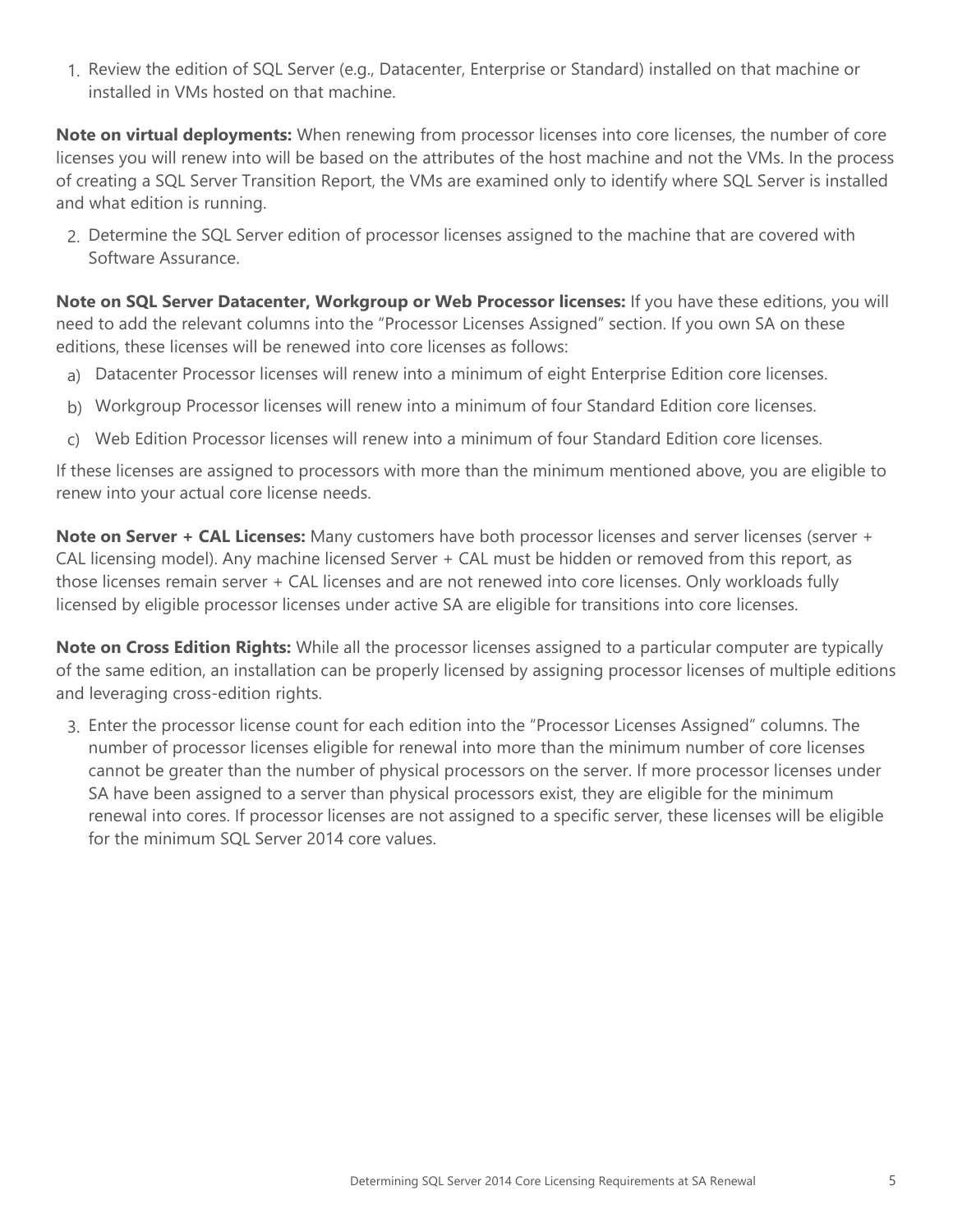1. Review the edition of SQL Server (e.g., Datacenter, Enterprise or Standard) installed on that machine or installed in VMs hosted on that machine.

**Note on virtual deployments:** When renewing from processor licenses into core licenses, the number of core licenses you will renew into will be based on the attributes of the host machine and not the VMs. In the process of creating a SQL Server Transition Report, the VMs are examined only to identify where SQL Server is installed and what edition is running.

2. Determine the SQL Server edition of processor licenses assigned to the machine that are covered with Software Assurance.

**Note on SQL Server Datacenter, Workgroup or Web Processor licenses:** If you have these editions, you will need to add the relevant columns into the "Processor Licenses Assigned" section. If you own SA on these editions, these licenses will be renewed into core licenses as follows:

a) Datacenter Processor licenses will renew into a minimum of eight Enterprise Edition core licenses.

b) Workgroup Processor licenses will renew into a minimum of four Standard Edition core licenses.

c) Web Edition Processor licenses will renew into a minimum of four Standard Edition core licenses.

If these licenses are assigned to processors with more than the minimum mentioned above, you are eligible to renew into your actual core license needs.

**Note on Server + CAL Licenses:** Many customers have both processor licenses and server licenses (server + CAL licensing model). Any machine licensed Server + CAL must be hidden or removed from this report, as those licenses remain server + CAL licenses and are not renewed into core licenses. Only workloads fully licensed by eligible processor licenses under active SA are eligible for transitions into core licenses.

**Note on Cross Edition Rights:** While all the processor licenses assigned to a particular computer are typically of the same edition, an installation can be properly licensed by assigning processor licenses of multiple editions and leveraging cross-edition rights.

3. Enter the processor license count for each edition into the "Processor Licenses Assigned" columns. The number of processor licenses eligible for renewal into more than the minimum number of core licenses cannot be greater than the number of physical processors on the server. If more processor licenses under SA have been assigned to a server than physical processors exist, they are eligible for the minimum renewal into cores. If processor licenses are not assigned to a specific server, these licenses will be eligible for the minimum SQL Server 2014 core values.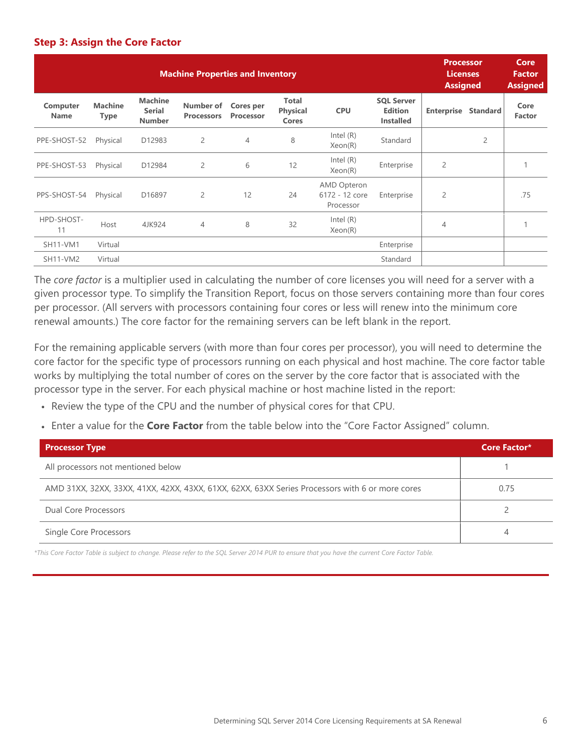### Step 3: Assign the Core Factor

| Machine Properties and Inventory | | | | | | | | Processor Licenses Assigned | | Core Factor Assigned |
|---|---|---|---|---|---|---|---|---|---|---|
| Computer Name | Machine Type | Machine Serial Number | Number of Processors | Cores per Processor | Total Physical Cores | CPU | SQL Server Edition Installed | Enterprise | Standard | Core Factor |
| PPE-SHOST-52 | Physical | D12983 | 2 | 4 | 8 | Intel (R) Xeon(R) | Standard | | 2 | |
| PPE-SHOST-53 | Physical | D12984 | 2 | 6 | 12 | Intel (R) Xeon(R) | Enterprise | 2 | | 1 |
| PPS-SHOST-54 | Physical | D16897 | 2 | 12 | 24 | AMD Opteron 6172 - 12 core Processor | Enterprise | 2 | | .75 |
| HPD-SHOST-11 | Host | 4JK924 | 4 | 8 | 32 | Intel (R) Xeon(R) | | 4 | | 1 |
| SH11-VM1 | Virtual | | | | | | Enterprise | | | |
| SH11-VM2 | Virtual | | | | | | Standard | | | |

The *core factor* is a multiplier used in calculating the number of core licenses you will need for a server with a given processor type. To simplify the Transition Report, focus on those servers containing more than four cores per processor. (All servers with processors containing four cores or less will renew into the minimum core renewal amounts.) The core factor for the remaining servers can be left blank in the report.

For the remaining applicable servers (with more than four cores per processor), you will need to determine the core factor for the specific type of processors running on each physical and host machine. The core factor table works by multiplying the total number of cores on the server by the core factor that is associated with the processor type in the server. For each physical machine or host machine listed in the report:

- Review the type of the CPU and the number of physical cores for that CPU.
- Enter a value for the **Core Factor** from the table below into the "Core Factor Assigned" column.

| Processor Type | Core Factor* |
|---|---|
| All processors not mentioned below | 1 |
| AMD 31XX, 32XX, 33XX, 41XX, 42XX, 43XX, 61XX, 62XX, 63XX Series Processors with 6 or more cores | 0.75 |
| Dual Core Processors | 2 |
| Single Core Processors | 4 |

*This Core Factor Table is subject to change. Please refer to the SQL Server 2014 PUR to ensure that you have the current Core Factor Table.*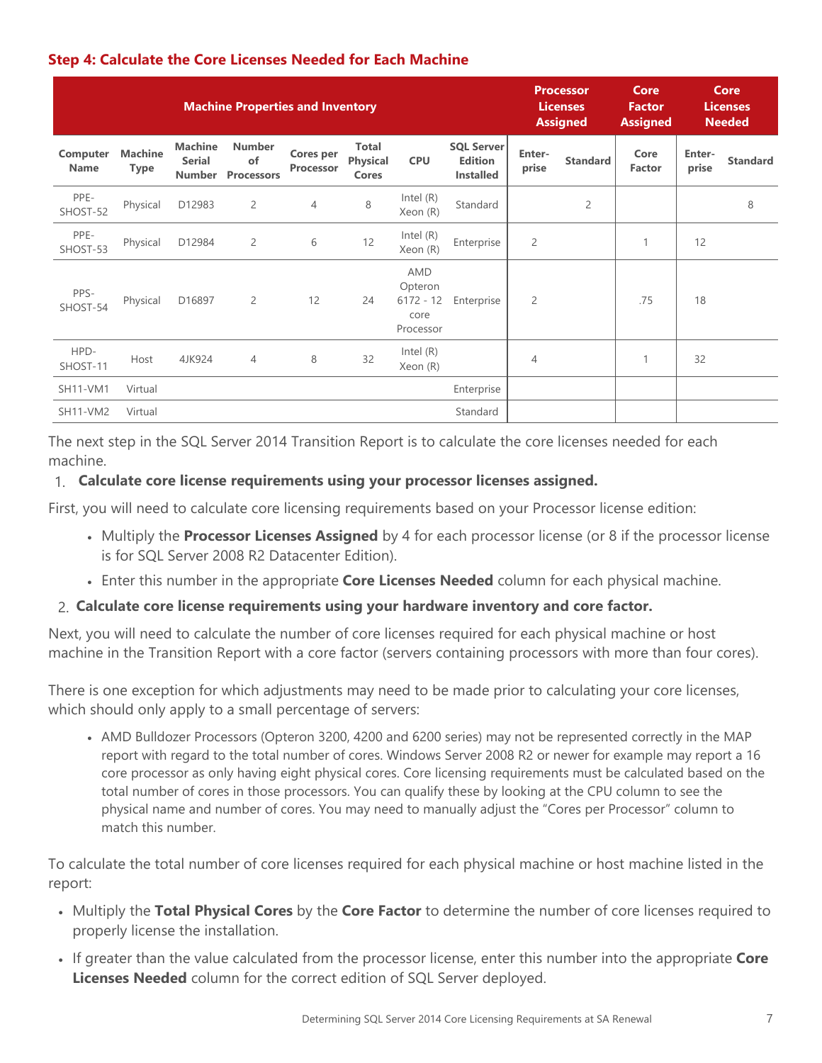### Step 4: Calculate the Core Licenses Needed for Each Machine

| Machine Properties and Inventory | | | | | | | | Processor Licenses Assigned | | Core Factor Assigned | Core Licenses Needed | |
|---|---|---|---|---|---|---|---|---|---|---|---|---|
| Computer Name | Machine Type | Machine Serial Number | Number of Processors | Cores per Processor | Total Physical Cores | CPU | SQL Server Edition Installed | Enter-prise | Standard | Core Factor | Enter-prise | Standard |
| PPE-SHOST-52 | Physical | D12983 | 2 | 4 | 8 | Intel (R) Xeon (R) | Standard | | 2 | | | 8 |
| PPE-SHOST-53 | Physical | D12984 | 2 | 6 | 12 | Intel (R) Xeon (R) | Enterprise | 2 | | 1 | 12 | |
| PPS-SHOST-54 | Physical | D16897 | 2 | 12 | 24 | AMD Opteron 6172 - 12 core Processor | Enterprise | 2 | | .75 | 18 | |
| HPD-SHOST-11 | Host | 4JK924 | 4 | 8 | 32 | Intel (R) Xeon (R) | | 4 | | 1 | 32 | |
| SH11-VM1 | Virtual | | | | | | Enterprise | | | | | |
| SH11-VM2 | Virtual | | | | | | Standard | | | | | |

The next step in the SQL Server 2014 Transition Report is to calculate the core licenses needed for each machine.

1. **Calculate core license requirements using your processor licenses assigned.**

First, you will need to calculate core licensing requirements based on your Processor license edition:

- Multiply the **Processor Licenses Assigned** by 4 for each processor license (or 8 if the processor license is for SQL Server 2008 R2 Datacenter Edition).
- Enter this number in the appropriate **Core Licenses Needed** column for each physical machine.

2. **Calculate core license requirements using your hardware inventory and core factor.**

Next, you will need to calculate the number of core licenses required for each physical machine or host machine in the Transition Report with a core factor (servers containing processors with more than four cores).

There is one exception for which adjustments may need to be made prior to calculating your core licenses, which should only apply to a small percentage of servers:

- AMD Bulldozer Processors (Opteron 3200, 4200 and 6200 series) may not be represented correctly in the MAP report with regard to the total number of cores. Windows Server 2008 R2 or newer for example may report a 16 core processor as only having eight physical cores. Core licensing requirements must be calculated based on the total number of cores in those processors. You can qualify these by looking at the CPU column to see the physical name and number of cores. You may need to manually adjust the "Cores per Processor" column to match this number.

To calculate the total number of core licenses required for each physical machine or host machine listed in the report:

- Multiply the **Total Physical Cores** by the **Core Factor** to determine the number of core licenses required to properly license the installation.
- If greater than the value calculated from the processor license, enter this number into the appropriate **Core Licenses Needed** column for the correct edition of SQL Server deployed.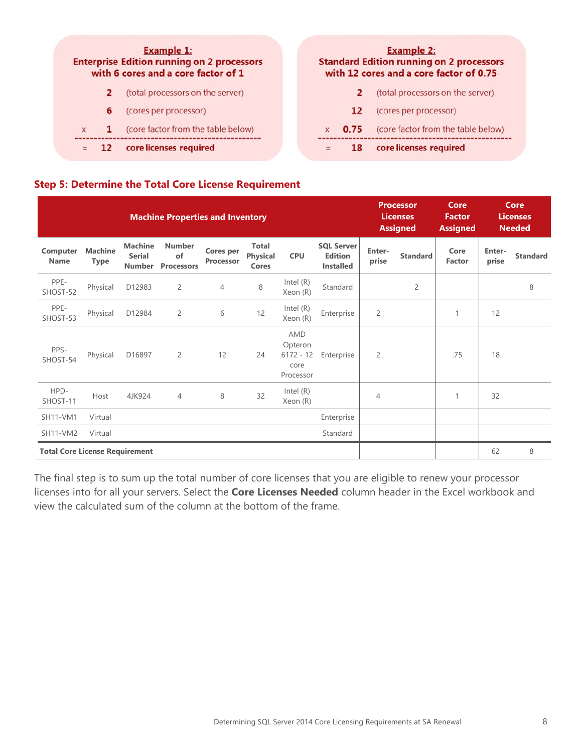**Example 1:**
**Enterprise Edition running on 2 processors with 6 cores and a core factor of 1**

|   |   |   |
|---|---|---|
|   | **2** | (total processors on the server) |
|   | **6** | (cores per processor) |
| x | **1** | (core factor from the table below) |
| = | **12** | **core licenses required** |

**Example 2:**
**Standard Edition running on 2 processors with 12 cores and a core factor of 0.75**

|   |   |   |
|---|---|---|
|   | **2** | (total processors on the server) |
|   | **12** | (cores per processor) |
| x | **0.75** | (core factor from the table below) |
| = | **18** | **core licenses required** |

### Step 5: Determine the Total Core License Requirement

| Machine Properties and Inventory | | | | | | | | Processor Licenses Assigned | | Core Factor Assigned | Core Licenses Needed | |
|---|---|---|---|---|---|---|---|---|---|---|---|---|
| **Computer Name** | **Machine Type** | **Machine Serial Number** | **Number of Processors** | **Cores per Processor** | **Total Physical Cores** | **CPU** | **SQL Server Edition Installed** | **Enter-prise** | **Standard** | **Core Factor** | **Enter-prise** | **Standard** |
| PPE-SHOST-52 | Physical | D12983 | 2 | 4 | 8 | Intel (R) Xeon (R) | Standard | | 2 | | | 8 |
| PPE-SHOST-53 | Physical | D12984 | 2 | 6 | 12 | Intel (R) Xeon (R) | Enterprise | 2 | | 1 | 12 | |
| PPS-SHOST-54 | Physical | D16897 | 2 | 12 | 24 | AMD Opteron 6172 - 12 core Processor | Enterprise | 2 | | .75 | 18 | |
| HPD-SHOST-11 | Host | 4JK924 | 4 | 8 | 32 | Intel (R) Xeon (R) | | 4 | | 1 | 32 | |
| SH11-VM1 | Virtual | | | | | | Enterprise | | | | | |
| SH11-VM2 | Virtual | | | | | | Standard | | | | | |
| **Total Core License Requirement** | | | | | | | | | | | 62 | 8 |

The final step is to sum up the total number of core licenses that you are eligible to renew your processor licenses into for all your servers. Select the **Core Licenses Needed** column header in the Excel workbook and view the calculated sum of the column at the bottom of the frame.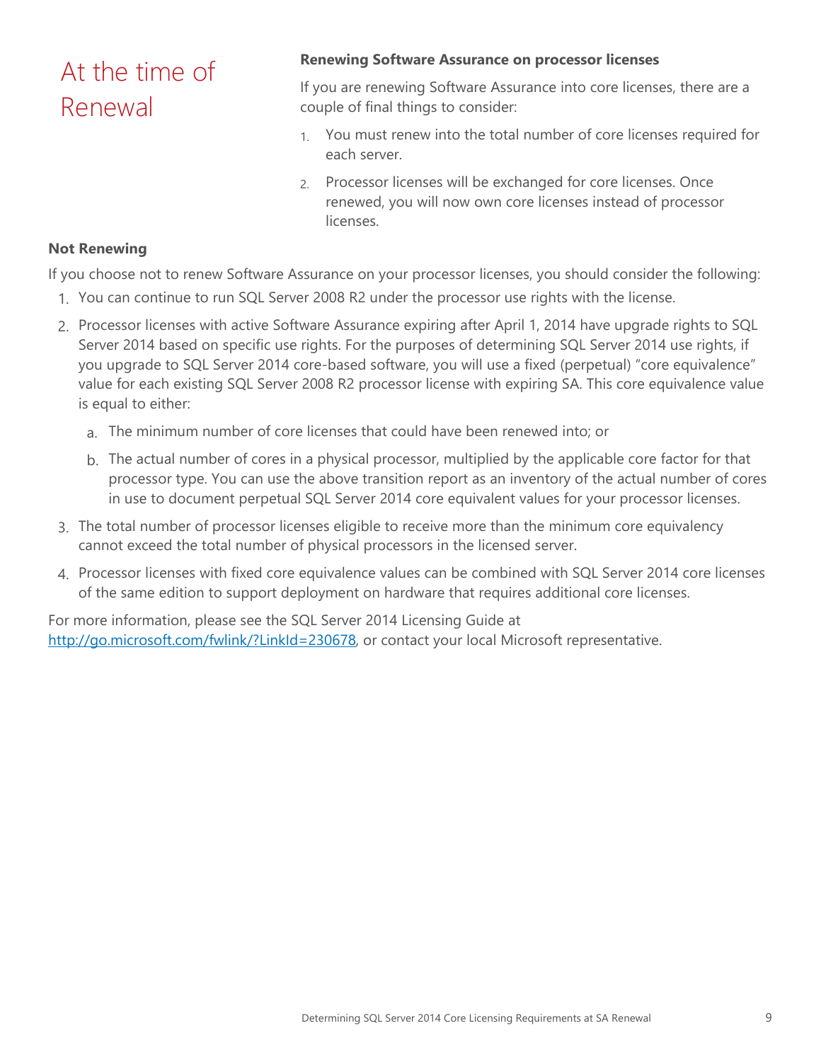# At the time of Renewal

**Renewing Software Assurance on processor licenses**

If you are renewing Software Assurance into core licenses, there are a couple of final things to consider:

1. You must renew into the total number of core licenses required for each server.
2. Processor licenses will be exchanged for core licenses. Once renewed, you will now own core licenses instead of processor licenses.

**Not Renewing**

If you choose not to renew Software Assurance on your processor licenses, you should consider the following:

1. You can continue to run SQL Server 2008 R2 under the processor use rights with the license.
2. Processor licenses with active Software Assurance expiring after April 1, 2014 have upgrade rights to SQL Server 2014 based on specific use rights. For the purposes of determining SQL Server 2014 use rights, if you upgrade to SQL Server 2014 core-based software, you will use a fixed (perpetual) "core equivalence" value for each existing SQL Server 2008 R2 processor license with expiring SA. This core equivalence value is equal to either:
   a. The minimum number of core licenses that could have been renewed into; or
   b. The actual number of cores in a physical processor, multiplied by the applicable core factor for that processor type. You can use the above transition report as an inventory of the actual number of cores in use to document perpetual SQL Server 2014 core equivalent values for your processor licenses.
3. The total number of processor licenses eligible to receive more than the minimum core equivalency cannot exceed the total number of physical processors in the licensed server.
4. Processor licenses with fixed core equivalence values can be combined with SQL Server 2014 core licenses of the same edition to support deployment on hardware that requires additional core licenses.

For more information, please see the SQL Server 2014 Licensing Guide at http://go.microsoft.com/fwlink/?LinkId=230678, or contact your local Microsoft representative.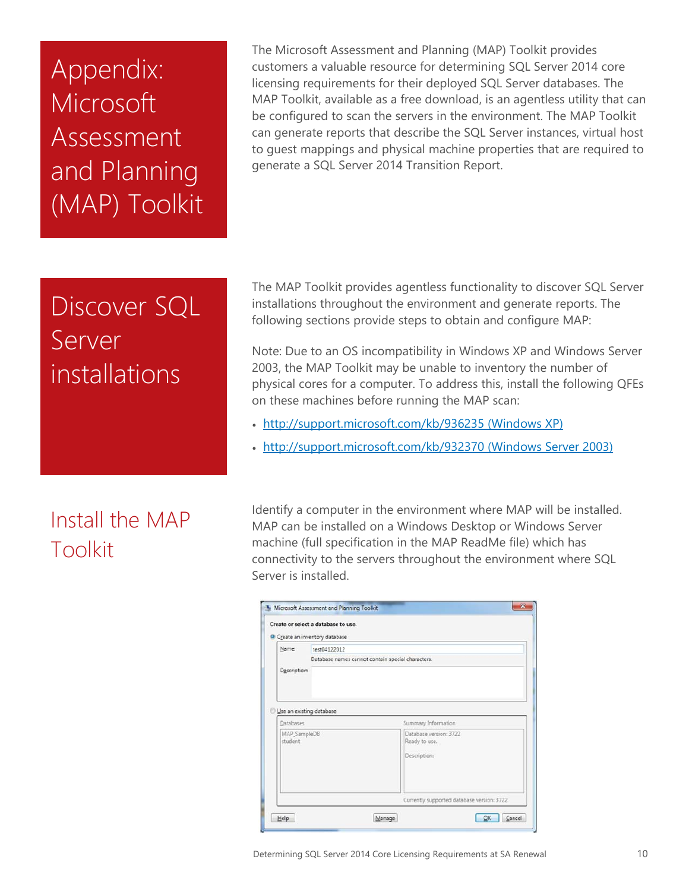# Appendix: Microsoft Assessment and Planning (MAP) Toolkit

The Microsoft Assessment and Planning (MAP) Toolkit provides customers a valuable resource for determining SQL Server 2014 core licensing requirements for their deployed SQL Server databases. The MAP Toolkit, available as a free download, is an agentless utility that can be configured to scan the servers in the environment. The MAP Toolkit can generate reports that describe the SQL Server instances, virtual host to guest mappings and physical machine properties that are required to generate a SQL Server 2014 Transition Report.

## Discover SQL Server installations

The MAP Toolkit provides agentless functionality to discover SQL Server installations throughout the environment and generate reports. The following sections provide steps to obtain and configure MAP:

Note: Due to an OS incompatibility in Windows XP and Windows Server 2003, the MAP Toolkit may be unable to inventory the number of physical cores for a computer. To address this, install the following QFEs on these machines before running the MAP scan:

- http://support.microsoft.com/kb/936235 (Windows XP)
- http://support.microsoft.com/kb/932370 (Windows Server 2003)

### Install the MAP Toolkit

Identify a computer in the environment where MAP will be installed. MAP can be installed on a Windows Desktop or Windows Server machine (full specification in the MAP ReadMe file) which has connectivity to the servers throughout the environment where SQL Server is installed.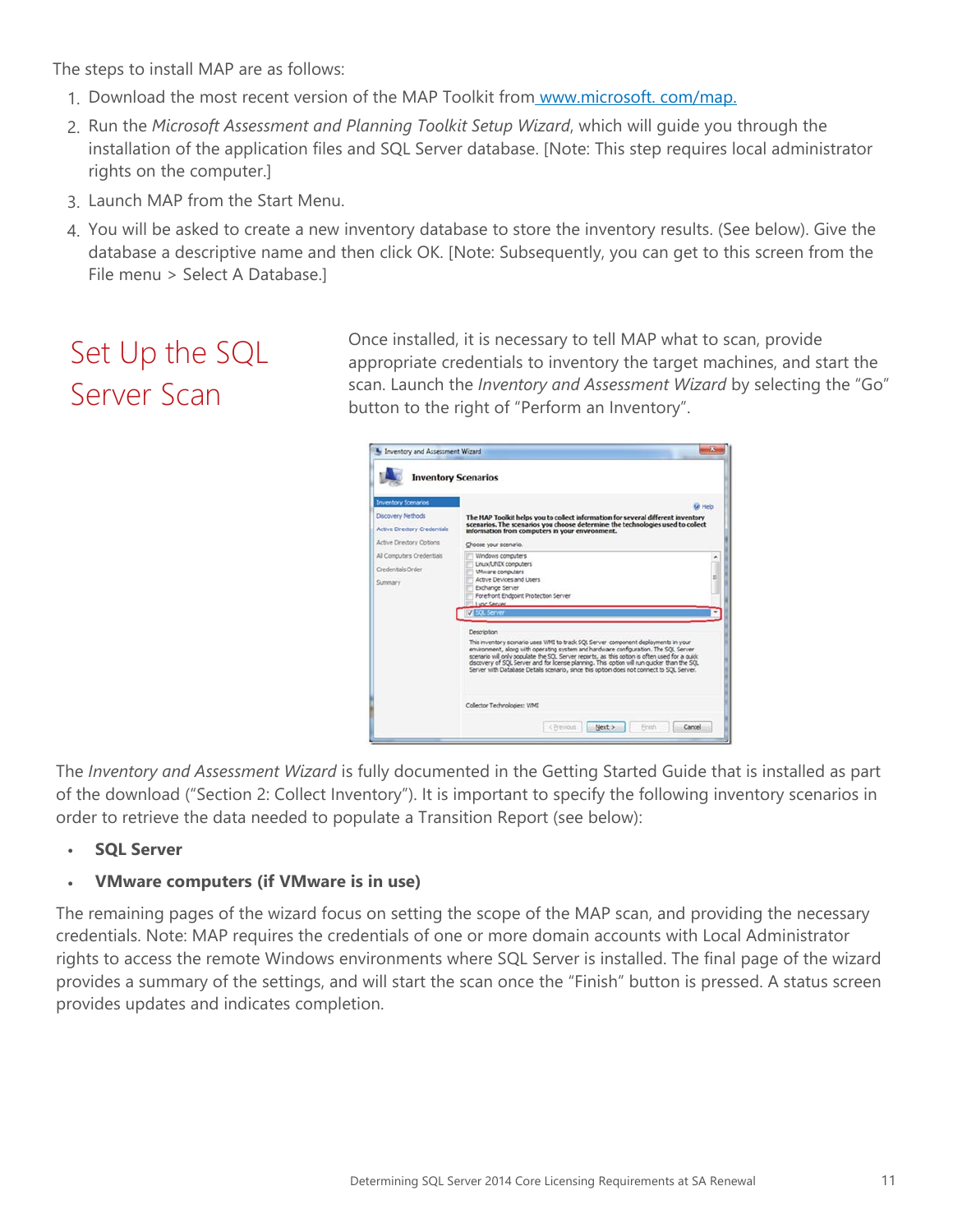The steps to install MAP are as follows:

1. Download the most recent version of the MAP Toolkit from [www.microsoft. com/map.](www.microsoft.com/map)
2. Run the *Microsoft Assessment and Planning Toolkit Setup Wizard*, which will guide you through the installation of the application files and SQL Server database. [Note: This step requires local administrator rights on the computer.]
3. Launch MAP from the Start Menu.
4. You will be asked to create a new inventory database to store the inventory results. (See below). Give the database a descriptive name and then click OK. [Note: Subsequently, you can get to this screen from the File menu > Select A Database.]

## Set Up the SQL Server Scan

Once installed, it is necessary to tell MAP what to scan, provide appropriate credentials to inventory the target machines, and start the scan. Launch the *Inventory and Assessment Wizard* by selecting the "Go" button to the right of "Perform an Inventory".

The *Inventory and Assessment Wizard* is fully documented in the Getting Started Guide that is installed as part of the download ("Section 2: Collect Inventory"). It is important to specify the following inventory scenarios in order to retrieve the data needed to populate a Transition Report (see below):

- **SQL Server**
- **VMware computers (if VMware is in use)**

The remaining pages of the wizard focus on setting the scope of the MAP scan, and providing the necessary credentials. Note: MAP requires the credentials of one or more domain accounts with Local Administrator rights to access the remote Windows environments where SQL Server is installed. The final page of the wizard provides a summary of the settings, and will start the scan once the "Finish" button is pressed. A status screen provides updates and indicates completion.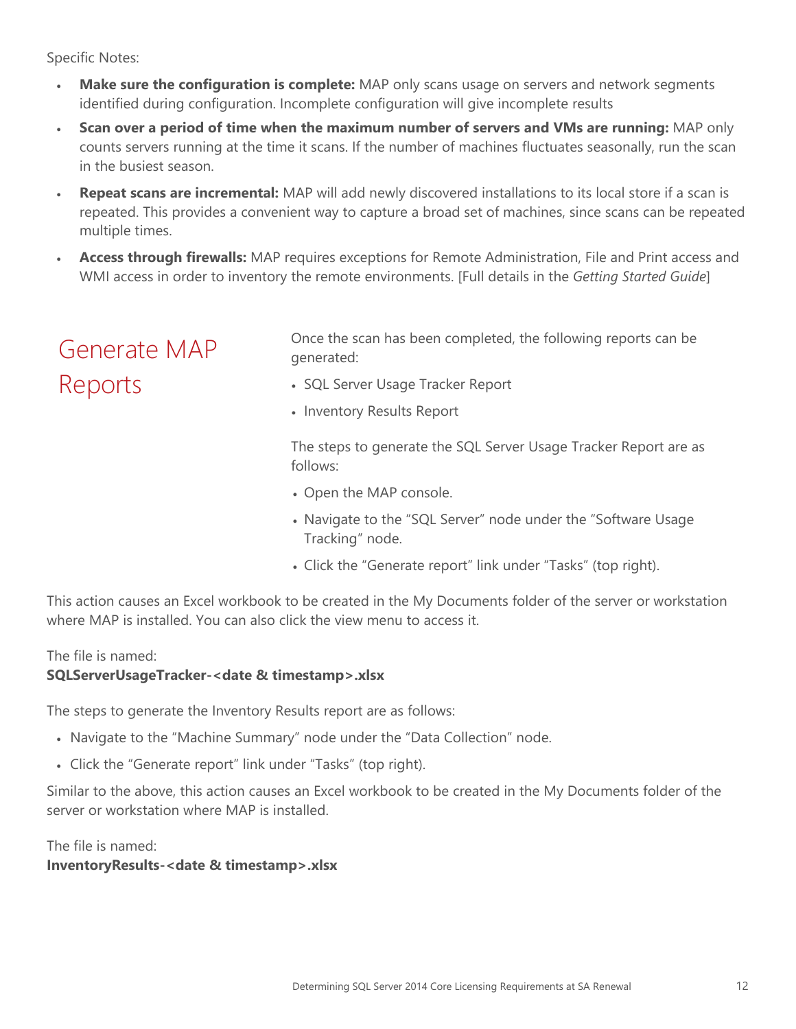Specific Notes:

- **Make sure the configuration is complete:** MAP only scans usage on servers and network segments identified during configuration. Incomplete configuration will give incomplete results
- **Scan over a period of time when the maximum number of servers and VMs are running:** MAP only counts servers running at the time it scans. If the number of machines fluctuates seasonally, run the scan in the busiest season.
- **Repeat scans are incremental:** MAP will add newly discovered installations to its local store if a scan is repeated. This provides a convenient way to capture a broad set of machines, since scans can be repeated multiple times.
- **Access through firewalls:** MAP requires exceptions for Remote Administration, File and Print access and WMI access in order to inventory the remote environments. [Full details in the *Getting Started Guide*]

## Generate MAP Reports

Once the scan has been completed, the following reports can be generated:

- SQL Server Usage Tracker Report
- Inventory Results Report

The steps to generate the SQL Server Usage Tracker Report are as follows:

- Open the MAP console.
- Navigate to the “SQL Server” node under the “Software Usage Tracking” node.
- Click the “Generate report” link under “Tasks” (top right).

This action causes an Excel workbook to be created in the My Documents folder of the server or workstation where MAP is installed. You can also click the view menu to access it.

The file is named:
**SQLServerUsageTracker-<date & timestamp>.xlsx**

The steps to generate the Inventory Results report are as follows:

- Navigate to the “Machine Summary” node under the “Data Collection” node.
- Click the “Generate report” link under “Tasks” (top right).

Similar to the above, this action causes an Excel workbook to be created in the My Documents folder of the server or workstation where MAP is installed.

The file is named:
**InventoryResults-<date & timestamp>.xlsx**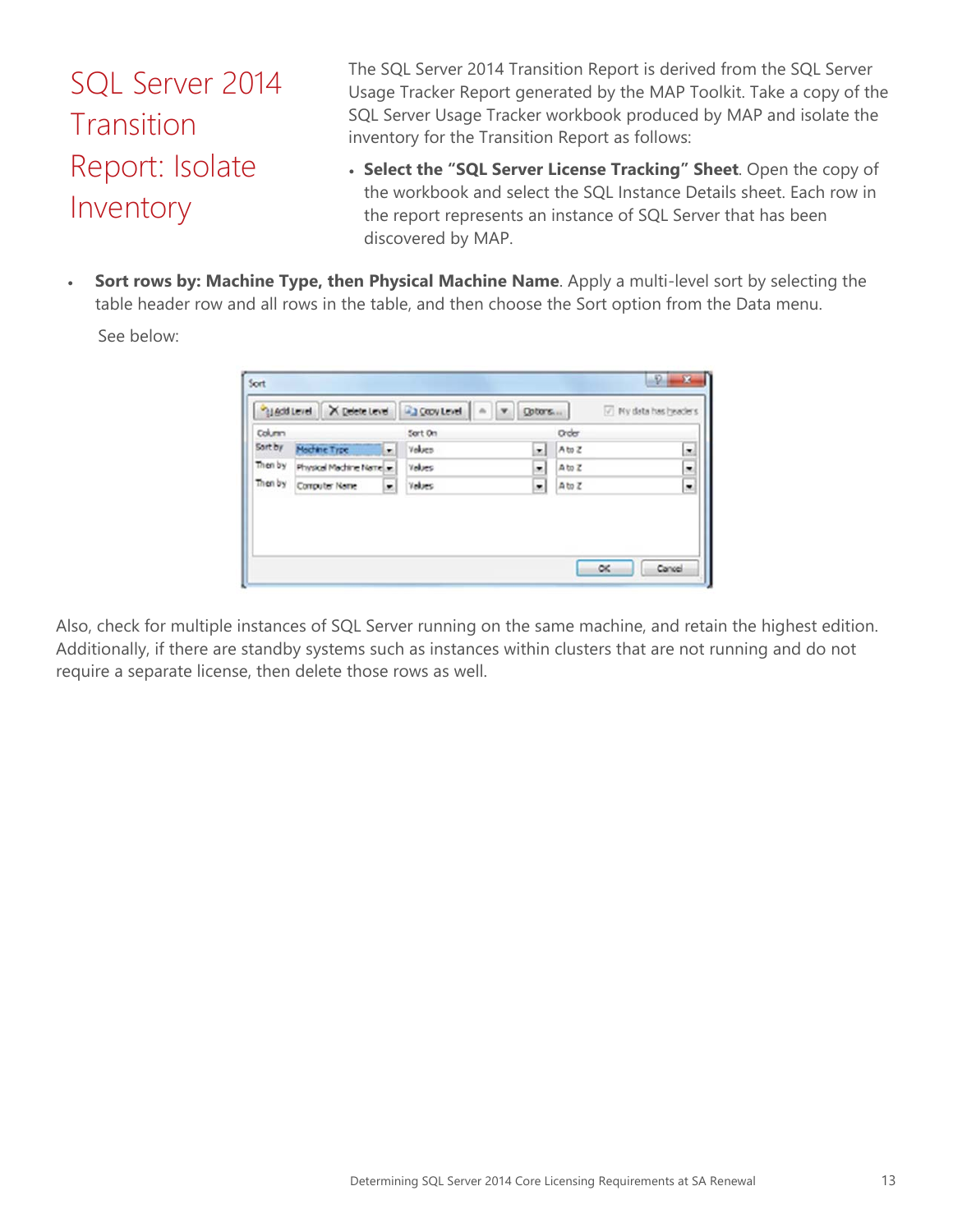# SQL Server 2014 Transition Report: Isolate Inventory

The SQL Server 2014 Transition Report is derived from the SQL Server Usage Tracker Report generated by the MAP Toolkit. Take a copy of the SQL Server Usage Tracker workbook produced by MAP and isolate the inventory for the Transition Report as follows:

- **Select the "SQL Server License Tracking" Sheet**. Open the copy of the workbook and select the SQL Instance Details sheet. Each row in the report represents an instance of SQL Server that has been discovered by MAP.

- **Sort rows by: Machine Type, then Physical Machine Name**. Apply a multi-level sort by selecting the table header row and all rows in the table, and then choose the Sort option from the Data menu.

  See below:

Also, check for multiple instances of SQL Server running on the same machine, and retain the highest edition. Additionally, if there are standby systems such as instances within clusters that are not running and do not require a separate license, then delete those rows as well.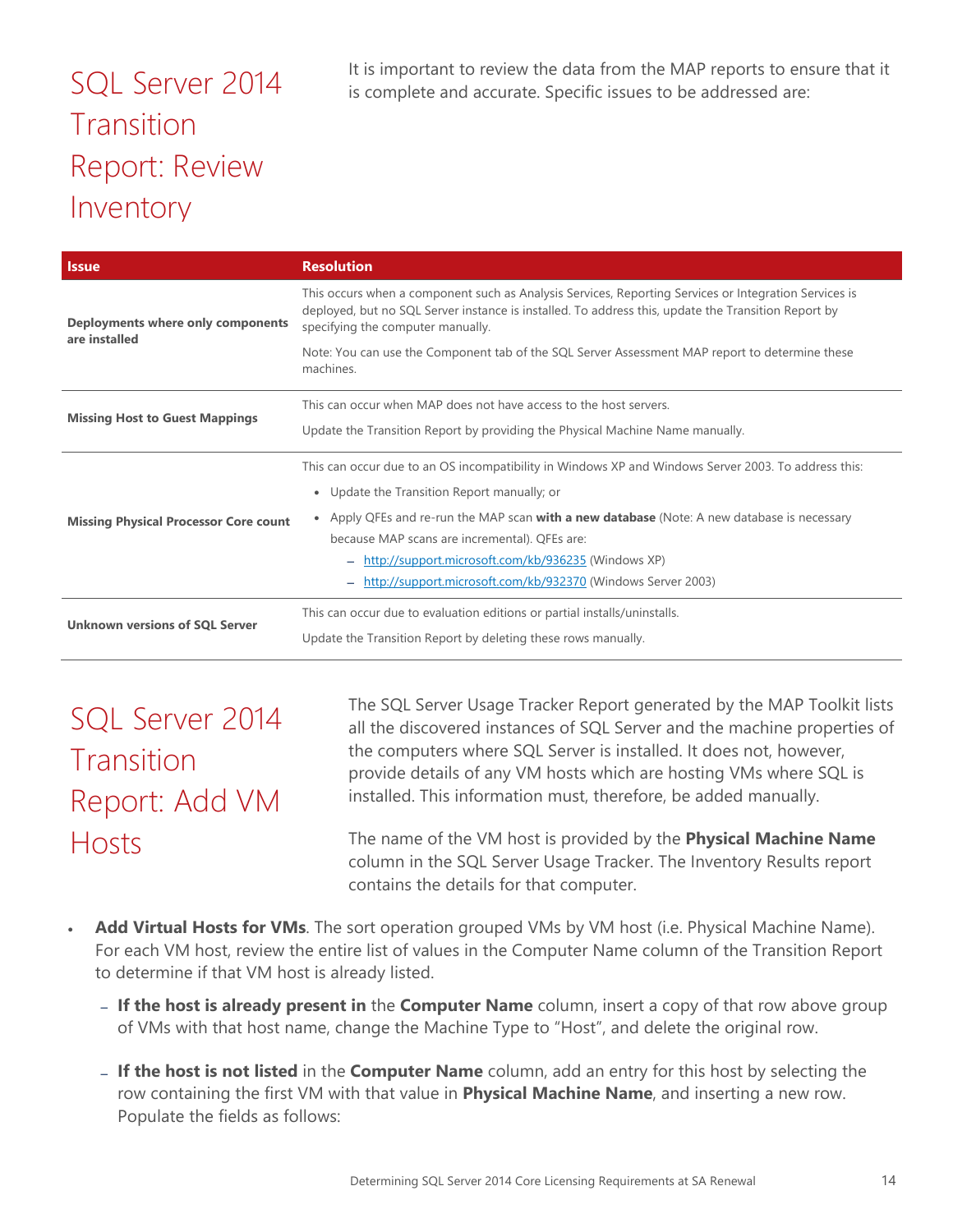## SQL Server 2014 Transition Report: Review Inventory

It is important to review the data from the MAP reports to ensure that it is complete and accurate. Specific issues to be addressed are:

| Issue | Resolution |
| --- | --- |
| **Deployments where only components are installed** | This occurs when a component such as Analysis Services, Reporting Services or Integration Services is deployed, but no SQL Server instance is installed. To address this, update the Transition Report by specifying the computer manually.<br><br>Note: You can use the Component tab of the SQL Server Assessment MAP report to determine these machines. |
| **Missing Host to Guest Mappings** | This can occur when MAP does not have access to the host servers.<br><br>Update the Transition Report by providing the Physical Machine Name manually. |
| **Missing Physical Processor Core count** | This can occur due to an OS incompatibility in Windows XP and Windows Server 2003. To address this:<br>• Update the Transition Report manually; or<br>• Apply QFEs and re-run the MAP scan **with a new database** (Note: A new database is necessary because MAP scans are incremental). QFEs are:<br>– http://support.microsoft.com/kb/936235 (Windows XP)<br>– http://support.microsoft.com/kb/932370 (Windows Server 2003) |
| **Unknown versions of SQL Server** | This can occur due to evaluation editions or partial installs/uninstalls.<br><br>Update the Transition Report by deleting these rows manually. |

## SQL Server 2014 Transition Report: Add VM Hosts

The SQL Server Usage Tracker Report generated by the MAP Toolkit lists all the discovered instances of SQL Server and the machine properties of the computers where SQL Server is installed. It does not, however, provide details of any VM hosts which are hosting VMs where SQL is installed. This information must, therefore, be added manually.

The name of the VM host is provided by the **Physical Machine Name** column in the SQL Server Usage Tracker. The Inventory Results report contains the details for that computer.

- **Add Virtual Hosts for VMs**. The sort operation grouped VMs by VM host (i.e. Physical Machine Name). For each VM host, review the entire list of values in the Computer Name column of the Transition Report to determine if that VM host is already listed.
  - **If the host is already present in** the **Computer Name** column, insert a copy of that row above group of VMs with that host name, change the Machine Type to "Host", and delete the original row.
  - **If the host is not listed** in the **Computer Name** column, add an entry for this host by selecting the row containing the first VM with that value in **Physical Machine Name**, and inserting a new row. Populate the fields as follows: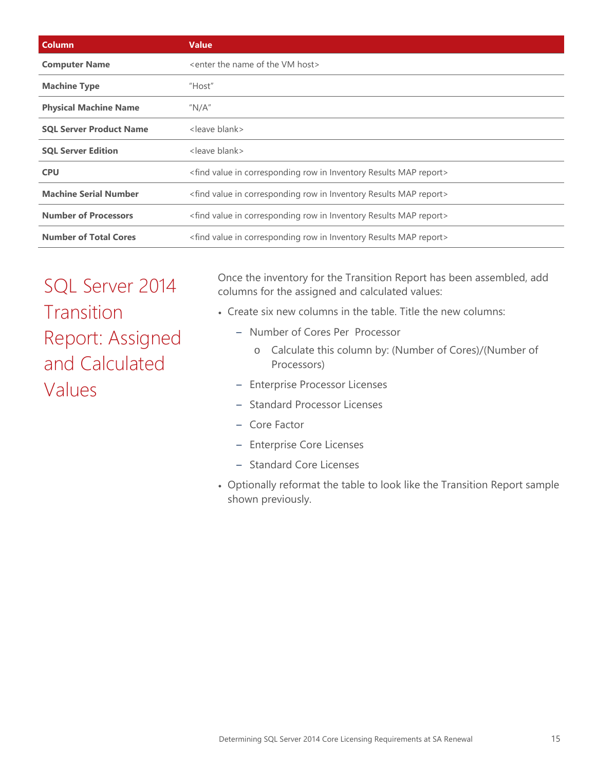| Column | Value |
|---|---|
| **Computer Name** | <enter the name of the VM host> |
| **Machine Type** | "Host" |
| **Physical Machine Name** | "N/A" |
| **SQL Server Product Name** | <leave blank> |
| **SQL Server Edition** | <leave blank> |
| **CPU** | <find value in corresponding row in Inventory Results MAP report> |
| **Machine Serial Number** | <find value in corresponding row in Inventory Results MAP report> |
| **Number of Processors** | <find value in corresponding row in Inventory Results MAP report> |
| **Number of Total Cores** | <find value in corresponding row in Inventory Results MAP report> |

## SQL Server 2014 Transition Report: Assigned and Calculated Values

Once the inventory for the Transition Report has been assembled, add columns for the assigned and calculated values:

- Create six new columns in the table. Title the new columns:
  - Number of Cores Per Processor
    - Calculate this column by: (Number of Cores)/(Number of Processors)
  - Enterprise Processor Licenses
  - Standard Processor Licenses
  - Core Factor
  - Enterprise Core Licenses
  - Standard Core Licenses
- Optionally reformat the table to look like the Transition Report sample shown previously.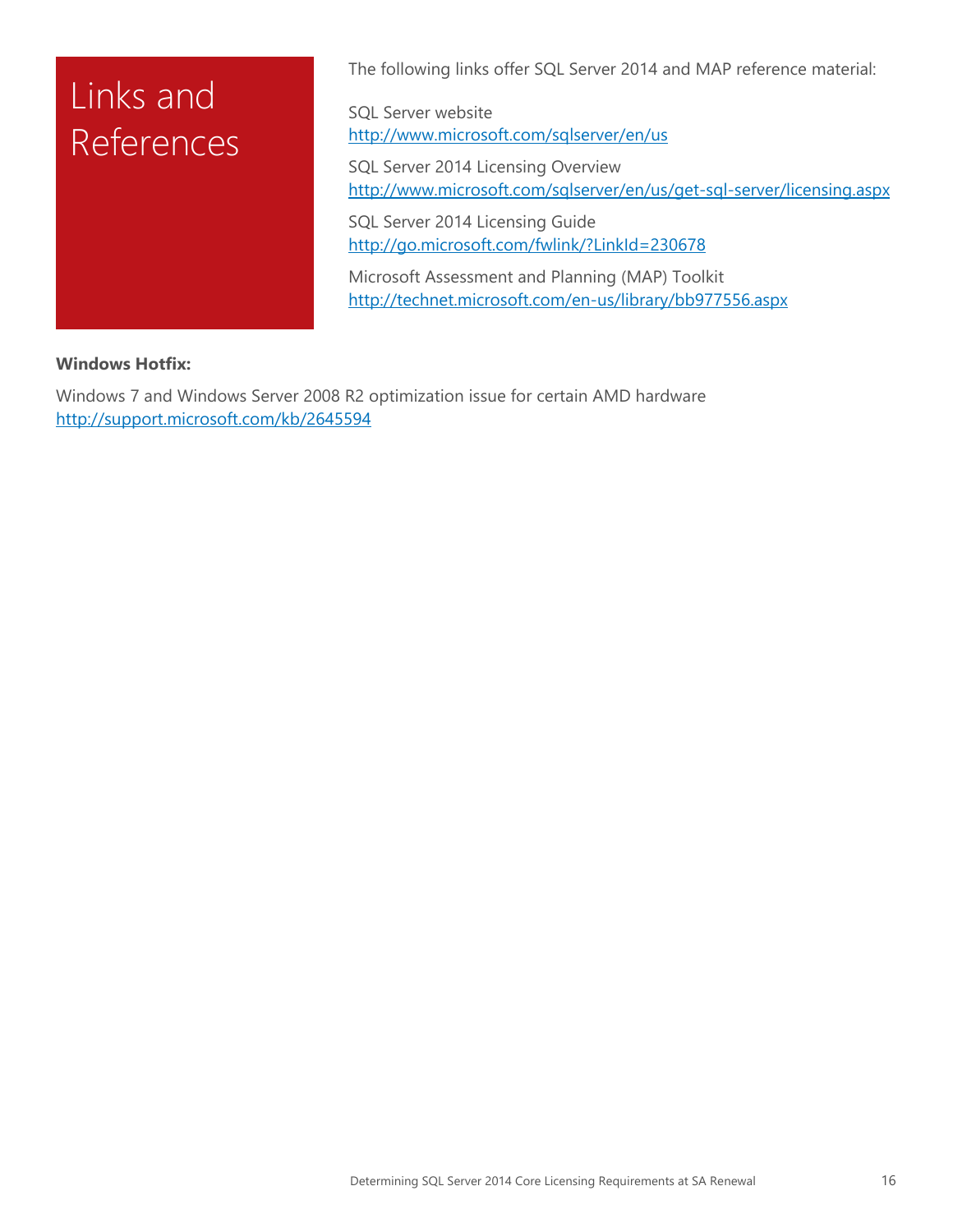# Links and References

The following links offer SQL Server 2014 and MAP reference material:

SQL Server website
http://www.microsoft.com/sqlserver/en/us

SQL Server 2014 Licensing Overview
http://www.microsoft.com/sqlserver/en/us/get-sql-server/licensing.aspx

SQL Server 2014 Licensing Guide
http://go.microsoft.com/fwlink/?LinkId=230678

Microsoft Assessment and Planning (MAP) Toolkit
http://technet.microsoft.com/en-us/library/bb977556.aspx

**Windows Hotfix:**

Windows 7 and Windows Server 2008 R2 optimization issue for certain AMD hardware
http://support.microsoft.com/kb/2645594